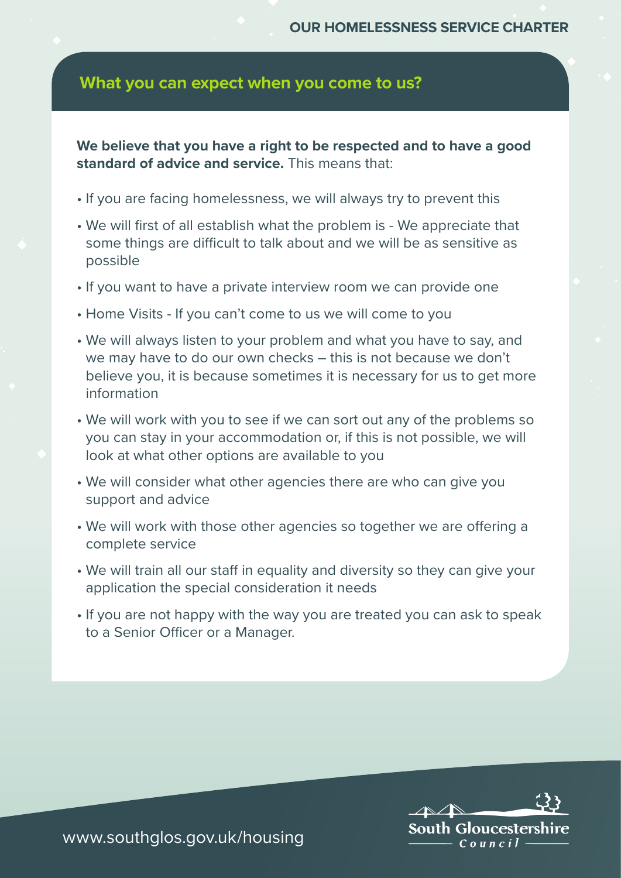# OUR HOMELESSNESS SERVICE CHARTER

## What you can expect when you come to us?

**We believe that you have a right to be respected and to have a good standard of advice and service.** This means that:

- If you are facing homelessness, we will always try to prevent this
- We will first of all establish what the problem is - We appreciate that some things are difficult to talk about and we will be as sensitive as possible
- If you want to have a private interview room we can provide one
- Home Visits - If you can't come to us we will come to you
- We will always listen to your problem and what you have to say, and we may have to do our own checks – this is not because we don't believe you, it is because sometimes it is necessary for us to get more information
- We will work with you to see if we can sort out any of the problems so you can stay in your accommodation or, if this is not possible, we will look at what other options are available to you
- We will consider what other agencies there are who can give you support and advice
- We will work with those other agencies so together we are offering a complete service
- We will train all our staff in equality and diversity so they can give your application the special consideration it needs
- If you are not happy with the way you are treated you can ask to speak to a Senior Officer or a Manager.

www.southglos.gov.uk/housing

South Gloucestershire Council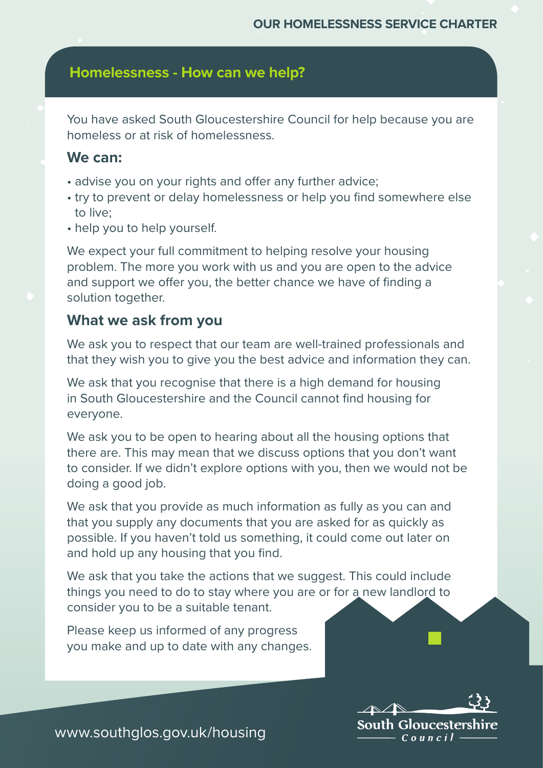## Homelessness - How can we help?

You have asked South Gloucestershire Council for help because you are homeless or at risk of homelessness.

### We can:

- advise you on your rights and offer any further advice;
- try to prevent or delay homelessness or help you find somewhere else to live;
- help you to help yourself.

We expect your full commitment to helping resolve your housing problem. The more you work with us and you are open to the advice and support we offer you, the better chance we have of finding a solution together.

### What we ask from you

We ask you to respect that our team are well-trained professionals and that they wish you to give you the best advice and information they can.

We ask that you recognise that there is a high demand for housing in South Gloucestershire and the Council cannot find housing for everyone.

We ask you to be open to hearing about all the housing options that there are. This may mean that we discuss options that you don't want to consider. If we didn't explore options with you, then we would not be doing a good job.

We ask that you provide as much information as fully as you can and that you supply any documents that you are asked for as quickly as possible. If you haven't told us something, it could come out later on and hold up any housing that you find.

We ask that you take the actions that we suggest. This could include things you need to do to stay where you are or for a new landlord to consider you to be a suitable tenant.

Please keep us informed of any progress you make and up to date with any changes.

www.southglos.gov.uk/housing

South Gloucestershire Council